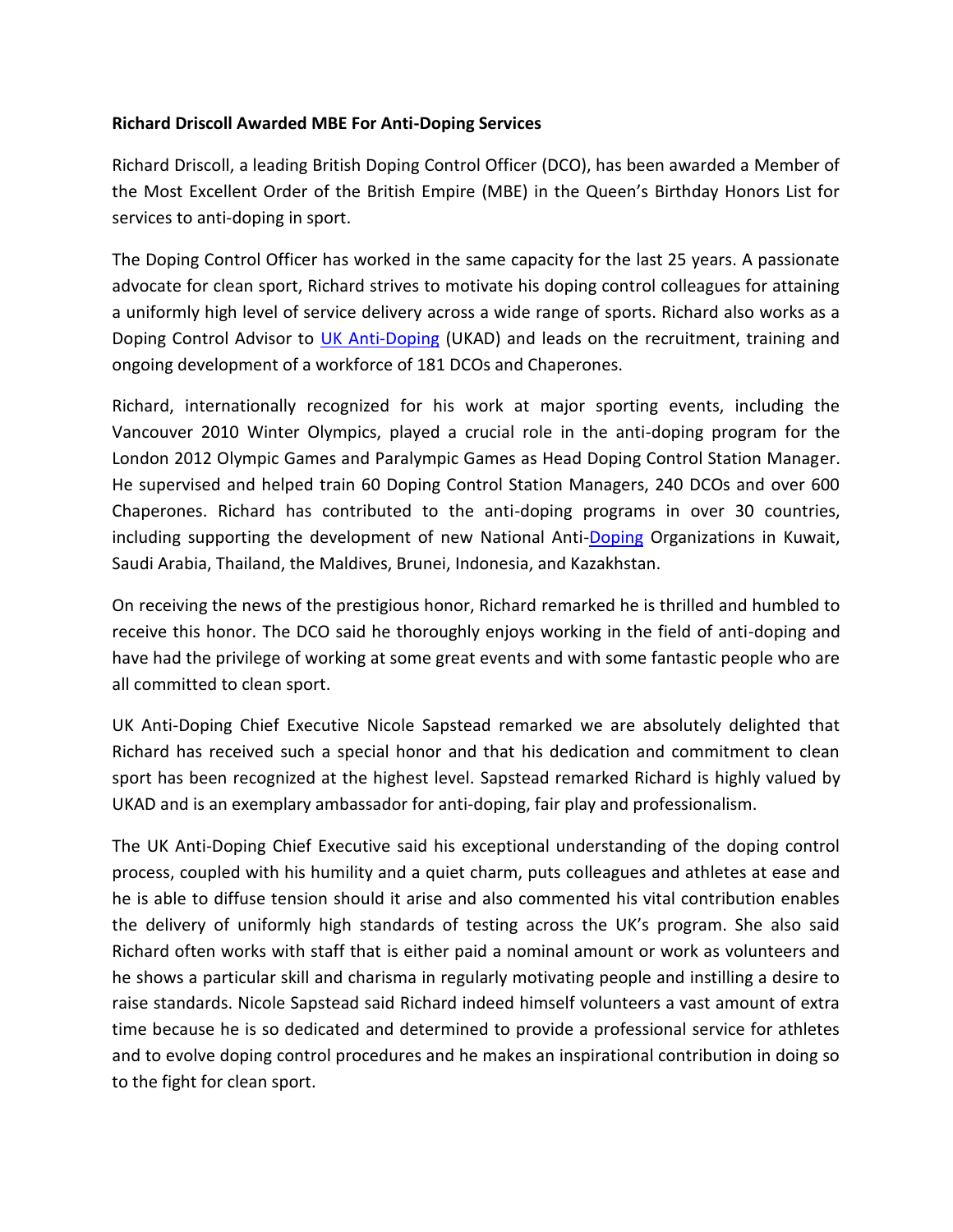**Richard Driscoll Awarded MBE For Anti-Doping Services**

Richard Driscoll, a leading British Doping Control Officer (DCO), has been awarded a Member of the Most Excellent Order of the British Empire (MBE) in the Queen's Birthday Honors List for services to anti-doping in sport.

The Doping Control Officer has worked in the same capacity for the last 25 years. A passionate advocate for clean sport, Richard strives to motivate his doping control colleagues for attaining a uniformly high level of service delivery across a wide range of sports. Richard also works as a Doping Control Advisor to UK Anti-Doping (UKAD) and leads on the recruitment, training and ongoing development of a workforce of 181 DCOs and Chaperones.

Richard, internationally recognized for his work at major sporting events, including the Vancouver 2010 Winter Olympics, played a crucial role in the anti-doping program for the London 2012 Olympic Games and Paralympic Games as Head Doping Control Station Manager. He supervised and helped train 60 Doping Control Station Managers, 240 DCOs and over 600 Chaperones. Richard has contributed to the anti-doping programs in over 30 countries, including supporting the development of new National Anti-Doping Organizations in Kuwait, Saudi Arabia, Thailand, the Maldives, Brunei, Indonesia, and Kazakhstan.

On receiving the news of the prestigious honor, Richard remarked he is thrilled and humbled to receive this honor. The DCO said he thoroughly enjoys working in the field of anti-doping and have had the privilege of working at some great events and with some fantastic people who are all committed to clean sport.

UK Anti-Doping Chief Executive Nicole Sapstead remarked we are absolutely delighted that Richard has received such a special honor and that his dedication and commitment to clean sport has been recognized at the highest level. Sapstead remarked Richard is highly valued by UKAD and is an exemplary ambassador for anti-doping, fair play and professionalism.

The UK Anti-Doping Chief Executive said his exceptional understanding of the doping control process, coupled with his humility and a quiet charm, puts colleagues and athletes at ease and he is able to diffuse tension should it arise and also commented his vital contribution enables the delivery of uniformly high standards of testing across the UK's program. She also said Richard often works with staff that is either paid a nominal amount or work as volunteers and he shows a particular skill and charisma in regularly motivating people and instilling a desire to raise standards. Nicole Sapstead said Richard indeed himself volunteers a vast amount of extra time because he is so dedicated and determined to provide a professional service for athletes and to evolve doping control procedures and he makes an inspirational contribution in doing so to the fight for clean sport.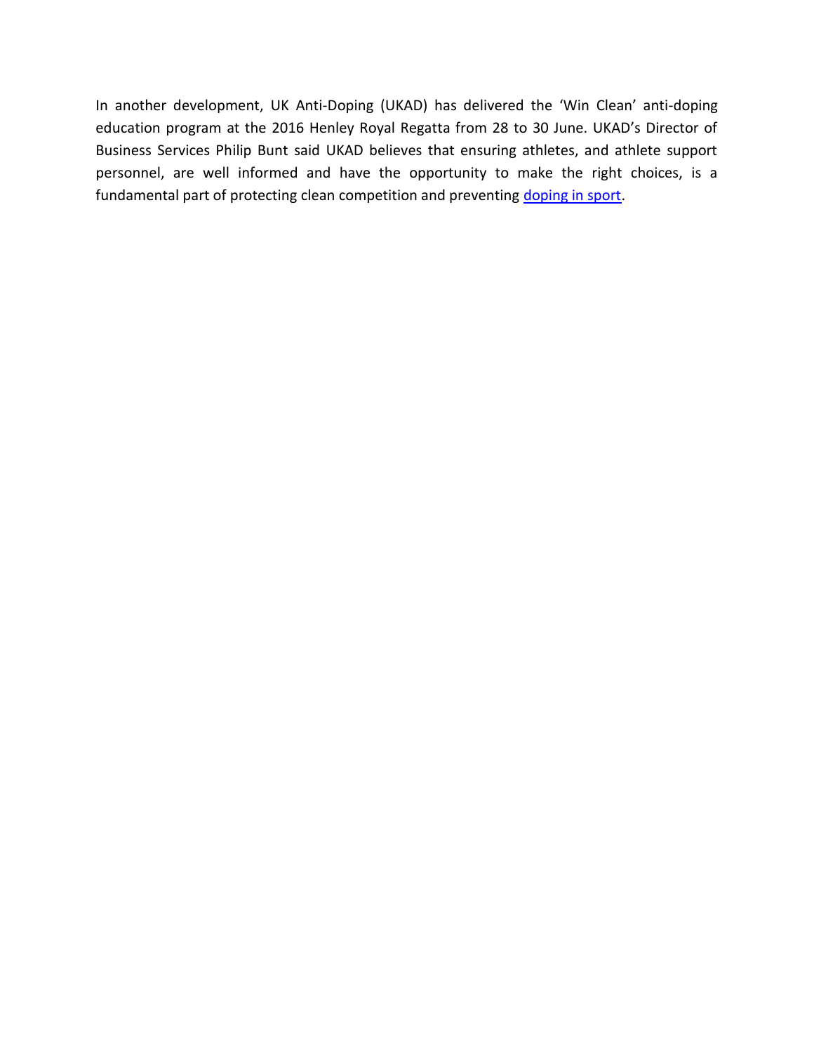In another development, UK Anti-Doping (UKAD) has delivered the 'Win Clean' anti-doping education program at the 2016 Henley Royal Regatta from 28 to 30 June. UKAD's Director of Business Services Philip Bunt said UKAD believes that ensuring athletes, and athlete support personnel, are well informed and have the opportunity to make the right choices, is a fundamental part of protecting clean competition and preventing doping in sport.